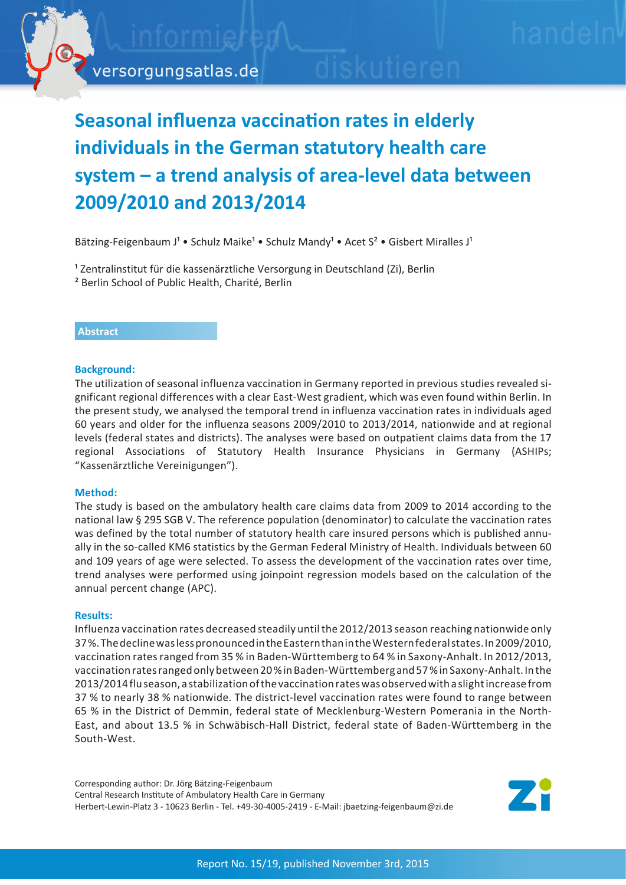# Seasonal influenza vaccination rates in elderly individuals in the German statutory health care system – a trend analysis of area-level data between 2009/2010 and 2013/2014

Bätzing-Feigenbaum J[1] • Schulz Maike[1] • Schulz Mandy[1] • Acet S[2] • Gisbert Miralles J[1]

[1] Zentralinstitut für die kassenärztliche Versorgung in Deutschland (Zi), Berlin
[2] Berlin School of Public Health, Charité, Berlin

## Abstract

### Background:

The utilization of seasonal influenza vaccination in Germany reported in previous studies revealed significant regional differences with a clear East-West gradient, which was even found within Berlin. In the present study, we analysed the temporal trend in influenza vaccination rates in individuals aged 60 years and older for the influenza seasons 2009/2010 to 2013/2014, nationwide and at regional levels (federal states and districts). The analyses were based on outpatient claims data from the 17 regional Associations of Statutory Health Insurance Physicians in Germany (ASHIPs; "Kassenärztliche Vereinigungen").

### Method:

The study is based on the ambulatory health care claims data from 2009 to 2014 according to the national law § 295 SGB V. The reference population (denominator) to calculate the vaccination rates was defined by the total number of statutory health care insured persons which is published annually in the so-called KM6 statistics by the German Federal Ministry of Health. Individuals between 60 and 109 years of age were selected. To assess the development of the vaccination rates over time, trend analyses were performed using joinpoint regression models based on the calculation of the annual percent change (APC).

### Results:

Influenza vaccination rates decreased steadily until the 2012/2013 season reaching nationwide only 37 %. The decline was less pronounced in the Eastern than in the Western federal states. In 2009/2010, vaccination rates ranged from 35 % in Baden-Württemberg to 64 % in Saxony-Anhalt. In 2012/2013, vaccination rates ranged only between 20 % in Baden-Württemberg and 57 % in Saxony-Anhalt. In the 2013/2014 flu season, a stabilization of the vaccination rates was observed with a slight increase from 37 % to nearly 38 % nationwide. The district-level vaccination rates were found to range between 65 % in the District of Demmin, federal state of Mecklenburg-Western Pomerania in the North-East, and about 13.5 % in Schwäbisch-Hall District, federal state of Baden-Württemberg in the South-West.

Corresponding author: Dr. Jörg Bätzing-Feigenbaum
Central Research Institute of Ambulatory Health Care in Germany
Herbert-Lewin-Platz 3 - 10623 Berlin - Tel. +49-30-4005-2419 - E-Mail: jbaetzing-feigenbaum@zi.de

Report No. 15/19, published November 3rd, 2015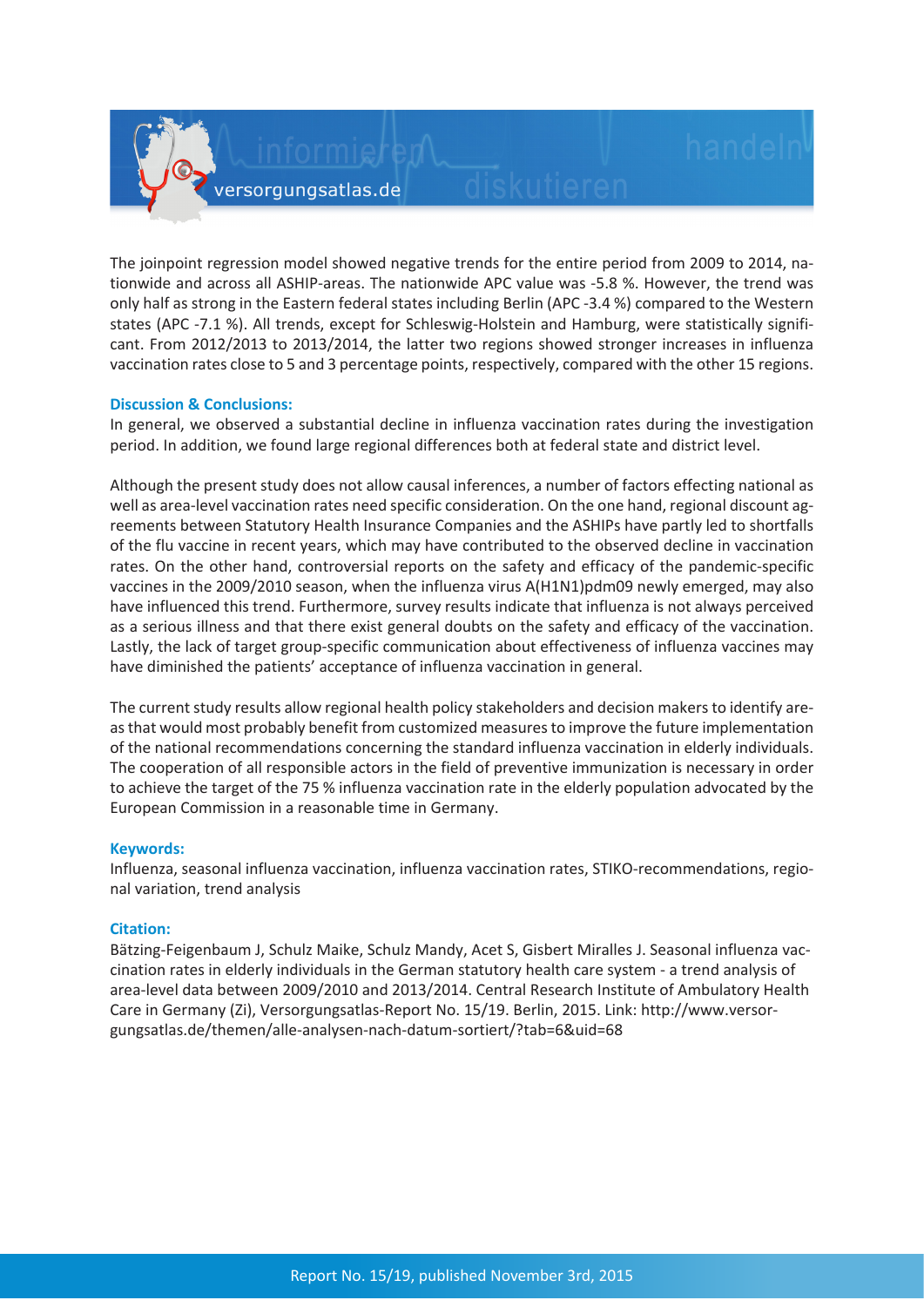The joinpoint regression model showed negative trends for the entire period from 2009 to 2014, nationwide and across all ASHIP-areas. The nationwide APC value was -5.8 %. However, the trend was only half as strong in the Eastern federal states including Berlin (APC -3.4 %) compared to the Western states (APC -7.1 %). All trends, except for Schleswig-Holstein and Hamburg, were statistically significant. From 2012/2013 to 2013/2014, the latter two regions showed stronger increases in influenza vaccination rates close to 5 and 3 percentage points, respectively, compared with the other 15 regions.

### Discussion & Conclusions:

In general, we observed a substantial decline in influenza vaccination rates during the investigation period. In addition, we found large regional differences both at federal state and district level.

Although the present study does not allow causal inferences, a number of factors effecting national as well as area-level vaccination rates need specific consideration. On the one hand, regional discount agreements between Statutory Health Insurance Companies and the ASHIPs have partly led to shortfalls of the flu vaccine in recent years, which may have contributed to the observed decline in vaccination rates. On the other hand, controversial reports on the safety and efficacy of the pandemic-specific vaccines in the 2009/2010 season, when the influenza virus A(H1N1)pdm09 newly emerged, may also have influenced this trend. Furthermore, survey results indicate that influenza is not always perceived as a serious illness and that there exist general doubts on the safety and efficacy of the vaccination. Lastly, the lack of target group-specific communication about effectiveness of influenza vaccines may have diminished the patients' acceptance of influenza vaccination in general.

The current study results allow regional health policy stakeholders and decision makers to identify areas that would most probably benefit from customized measures to improve the future implementation of the national recommendations concerning the standard influenza vaccination in elderly individuals. The cooperation of all responsible actors in the field of preventive immunization is necessary in order to achieve the target of the 75 % influenza vaccination rate in the elderly population advocated by the European Commission in a reasonable time in Germany.

### Keywords:

Influenza, seasonal influenza vaccination, influenza vaccination rates, STIKO-recommendations, regional variation, trend analysis

### Citation:

Bätzing-Feigenbaum J, Schulz Maike, Schulz Mandy, Acet S, Gisbert Miralles J. Seasonal influenza vaccination rates in elderly individuals in the German statutory health care system - a trend analysis of area-level data between 2009/2010 and 2013/2014. Central Research Institute of Ambulatory Health Care in Germany (Zi), Versorgungsatlas-Report No. 15/19. Berlin, 2015. Link: http://www.versorgungsatlas.de/themen/alle-analysen-nach-datum-sortiert/?tab=6&uid=68